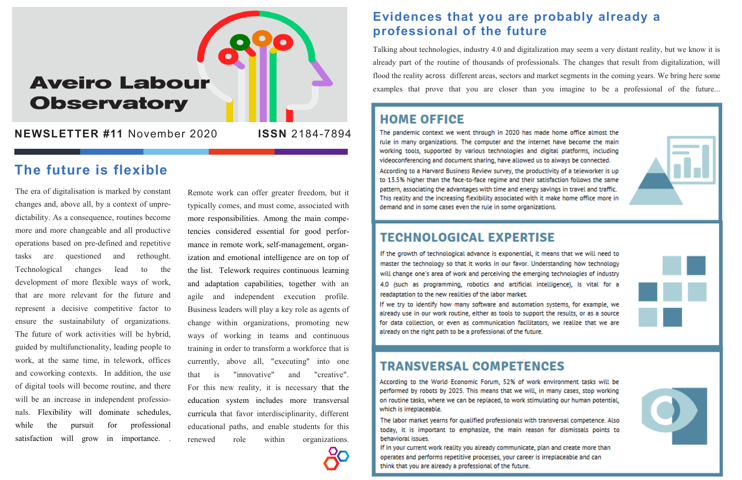# Aveiro Labour Observatory

**NEWSLETTER #11** November 2020 **ISSN** 2184-7894

## The future is flexible

The era of digitalisation is marked by constant changes and, above all, by a context of unpredictability. As a consequence, routines become more and more changeable and all productive operations based on pre-defined and repetitive tasks are questioned and rethought. Technological changes lead to the development of more flexible ways of work, that are more relevant for the future and represent a decisive competitive factor to ensure the sustainability of organizations. The future of work activities will be hybrid, guided by multifunctionality, leading people to work, at the same time, in telework, offices and coworking contexts. In addition, the use of digital tools will become routine, and there will be an increase in independent professionals. Flexibility will dominate schedules, while the pursuit for professional satisfaction will grow in importance.

Remote work can offer greater freedom, but it typically comes, and must come, associated with more responsibilities. Among the main competencies considered essential for good performance in remote work, self-management, organization and emotional intelligence are on top of the list. Telework requires continuous learning and adaptation capabilities, together with an agile and independent execution profile. Business leaders will play a key role as agents of change within organizations, promoting new ways of working in teams and continuous training in order to transform a workforce that is currently, above all, "executing" into one that is "innovative" and "creative". For this new reality, it is necessary that the education system includes more transversal curricula that favor interdisciplinarity, different educational paths, and enable students for this renewed role within organizations.

## Evidences that you are probably already a professional of the future

Talking about technologies, industry 4.0 and digitalization may seem a very distant reality, but we know it is already part of the routine of thousands of professionals. The changes that result from digitalization, will flood the reality across different areas, sectors and market segments in the coming years. We bring here some examples that prove that you are closer than you imagine to be a professional of the future...

### HOME OFFICE

The pandemic context we went through in 2020 has made home office almost the rule in many organizations. The computer and the internet have become the main working tools, supported by various technologies and digital platforms, including videoconferencing and document sharing, have allowed us to always be connected.

According to a Harvard Business Review survey, the productivity of a teleworker is up to 13.5% higher than the face-to-face regime and their satisfaction follows the same pattern, associating the advantages with time and energy savings in travel and traffic. This reality and the increasing flexibility associated with it make home office more in demand and in some cases even the rule in some organizations.

### TECHNOLOGICAL EXPERTISE

If the growth of technological advance is exponential, it means that we will need to master the technology so that it works in our favor. Understanding how technology will change one's area of work and perceiving the emerging technologies of industry 4.0 (such as programming, robotics and artificial intelligence), is vital for a readaptation to the new realities of the labor market.

If we try to identify how many software and automation systems, for example, we already use in our work routine, either as tools to support the results, or as a source for data collection, or even as communication facilitators, we realize that we are already on the right path to be a professional of the future.

### TRANSVERSAL COMPETENCES

According to the World Economic Forum, 52% of work environment tasks will be performed by robots by 2025. This means that we will, in many cases, stop working on routine tasks, where we can be replaced, to work stimulating our human potential, which is irreplaceable.

The labor market yearns for qualified professionals with transversal competence. Also today, it is important to emphasize, the main reason for dismissals points to behavioral issues.

If in your current work reality you already communicate, plan and create more than operates and performs repetitive processes, your career is irreplaceable and can think that you are already a professional of the future.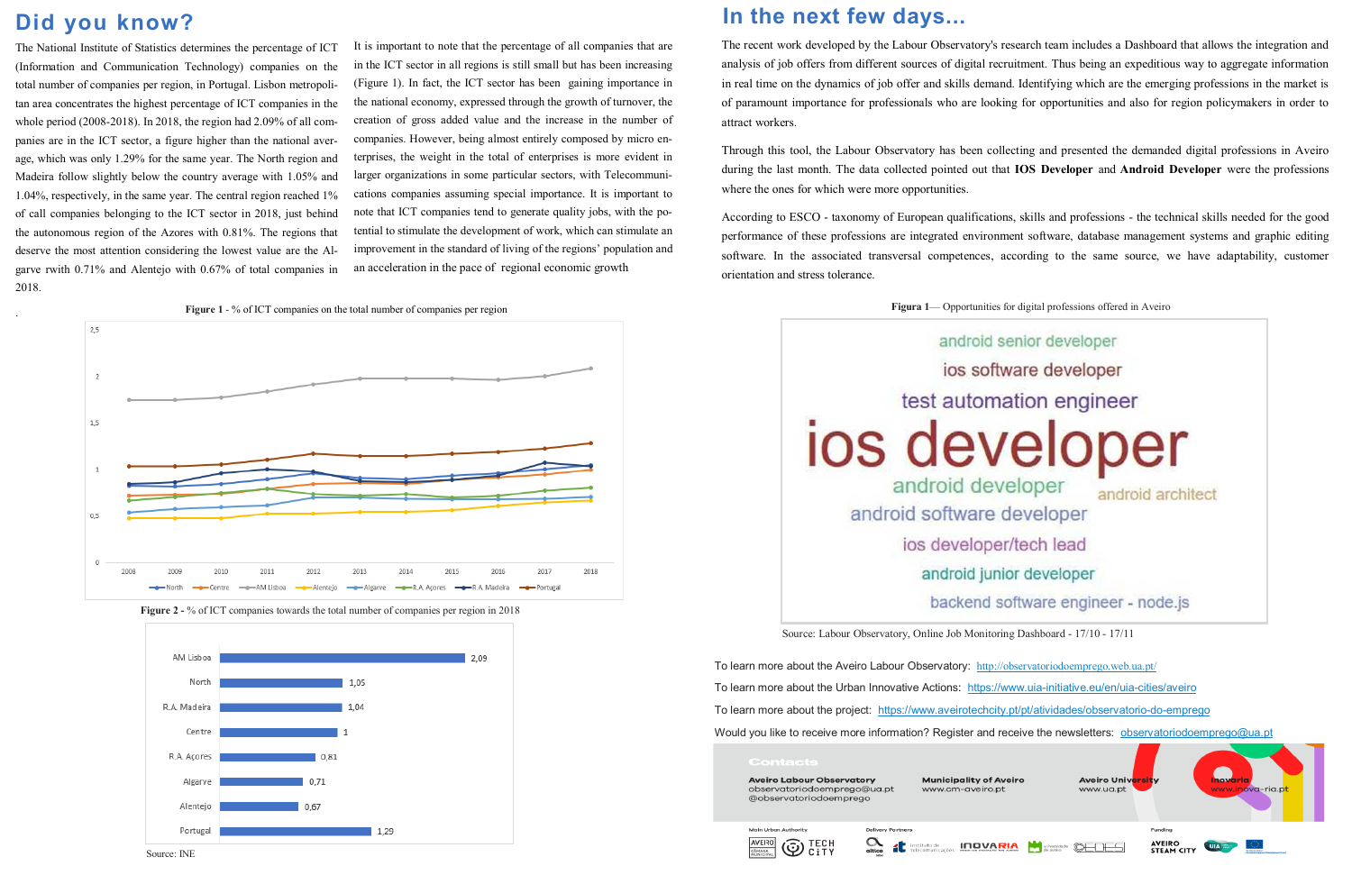## Did you know?

The National Institute of Statistics determines the percentage of ICT (Information and Communication Technology) companies on the total number of companies per region, in Portugal. Lisbon metropolitan area concentrates the highest percentage of ICT companies in the whole period (2008-2018). In 2018, the region had 2.09% of all companies are in the ICT sector, a figure higher than the national average, which was only 1.29% for the same year. The North region and Madeira follow slightly below the country average with 1.05% and 1.04%, respectively, in the same year. The central region reached 1% of call companies belonging to the ICT sector in 2018, just behind the autonomous region of the Azores with 0.81%. The regions that deserve the most attention considering the lowest value are the Algarve rwith 0.71% and Alentejo with 0.67% of total companies in 2018.

It is important to note that the percentage of all companies that are in the ICT sector in all regions is still small but has been increasing (Figure 1). In fact, the ICT sector has been gaining importance in the national economy, expressed through the growth of turnover, the creation of gross added value and the increase in the number of companies. However, being almost entirely composed by micro enterprises, the weight in the total of enterprises is more evident in larger organizations in some particular sectors, with Telecommunications companies assuming special importance. It is important to note that ICT companies tend to generate quality jobs, with the potential to stimulate the development of work, which can stimulate an improvement in the standard of living of the regions' population and an acceleration in the pace of regional economic growth

**Figure 1** - % of ICT companies on the total number of companies per region

2,5
2
1,5
1
0,5
0
2008 2009 2010 2011 2012 2013 2014 2015 2016 2017 2018
North Centre AM Lisboa Alentejo Algarve R.A. Açores R.A. Madeira Portugal

**Figure 2** - % of ICT companies towards the total number of companies per region in 2018

AM Lisboa 2,09
North 1,05
R.A. Madeira 1,04
Centre 1
R.A. Açores 0,81
Algarve 0,71
Alentejo 0,67
Portugal 1,29

Source: INE

## In the next few days...

The recent work developed by the Labour Observatory's research team includes a Dashboard that allows the integration and analysis of job offers from different sources of digital recruitment. Thus being an expeditious way to aggregate information in real time on the dynamics of job offer and skills demand. Identifying which are the emerging professions in the market is of paramount importance for professionals who are looking for opportunities and also for region policymakers in order to attract workers.

Through this tool, the Labour Observatory has been collecting and presented the demanded digital professions in Aveiro during the last month. The data collected pointed out that **IOS Developer** and **Android Developer** were the professions where the ones for which were more opportunities.

According to ESCO - taxonomy of European qualifications, skills and professions - the technical skills needed for the good performance of these professions are integrated environment software, database management systems and graphic editing software. In the associated transversal competences, according to the same source, we have adaptability, customer orientation and stress tolerance.

**Figura 1**— Opportunities for digital professions offered in Aveiro

android senior developer
ios software developer
test automation engineer
ios developer
android developer
android architect
android software developer
ios developer/tech lead
android junior developer
backend software engineer - node.js

Source: Labour Observatory, Online Job Monitoring Dashboard - 17/10 - 17/11

To learn more about the Aveiro Labour Observatory: http://observatoriodoemprego.web.ua.pt/

To learn more about the Urban Innovative Actions: https://www.uia-initiative.eu/en/uia-cities/aveiro

To learn more about the project: https://www.aveirotechcity.pt/pt/atividades/observatorio-do-emprego

Would you like to receive more information? Register and receive the newsletters: observatoriodoemprego@ua.pt

**Contacts**

**Aveiro Labour Observatory**
observatoriodoemprego@ua.pt
@observatoriodoemprego

**Municipality of Aveiro**
www.cm-aveiro.pt

**Aveiro University**
www.ua.pt

**Inovaria**
www.inova-ria.pt

Main Urban Authority | Delivery Partners | Funding